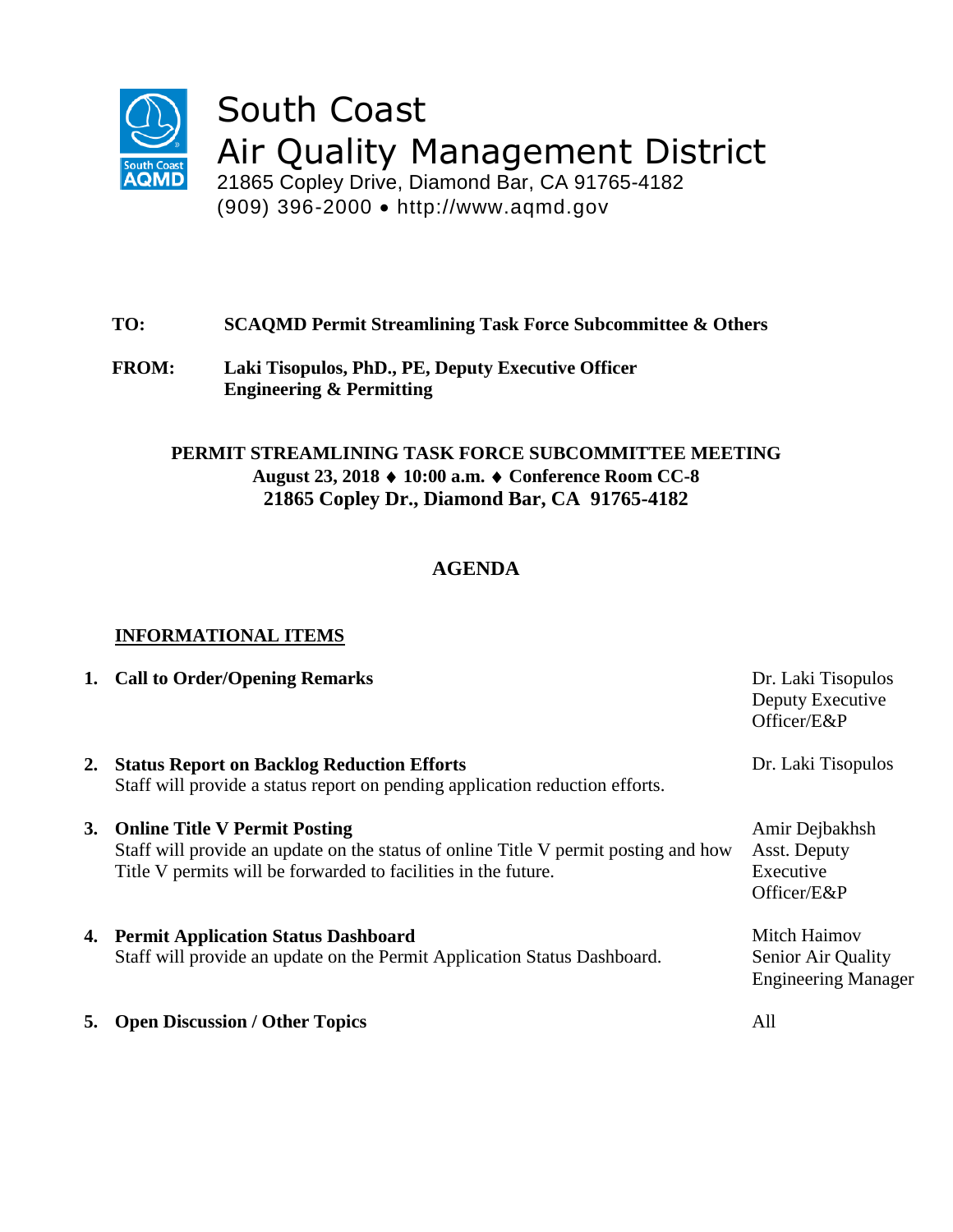# South Coast Air Quality Management District

21865 Copley Drive, Diamond Bar, CA 91765-4182
(909) 396-2000 • http://www.aqmd.gov

**TO:** **SCAQMD Permit Streamlining Task Force Subcommittee & Others**

**FROM:** **Laki Tisopulos, PhD., PE, Deputy Executive Officer**
**Engineering & Permitting**

**PERMIT STREAMLINING TASK FORCE SUBCOMMITTEE MEETING**
**August 23, 2018 ♦ 10:00 a.m. ♦ Conference Room CC-8**
**21865 Copley Dr., Diamond Bar, CA 91765-4182**

## AGENDA

### INFORMATIONAL ITEMS

| | Item | Presenter |
|---|---|---|
| 1. | **Call to Order/Opening Remarks** | Dr. Laki Tisopulos<br>Deputy Executive Officer/E&P |
| 2. | **Status Report on Backlog Reduction Efforts**<br>Staff will provide a status report on pending application reduction efforts. | Dr. Laki Tisopulos |
| 3. | **Online Title V Permit Posting**<br>Staff will provide an update on the status of online Title V permit posting and how Title V permits will be forwarded to facilities in the future. | Amir Dejbakhsh<br>Asst. Deputy Executive Officer/E&P |
| 4. | **Permit Application Status Dashboard**<br>Staff will provide an update on the Permit Application Status Dashboard. | Mitch Haimov<br>Senior Air Quality Engineering Manager |
| 5. | **Open Discussion / Other Topics** | All |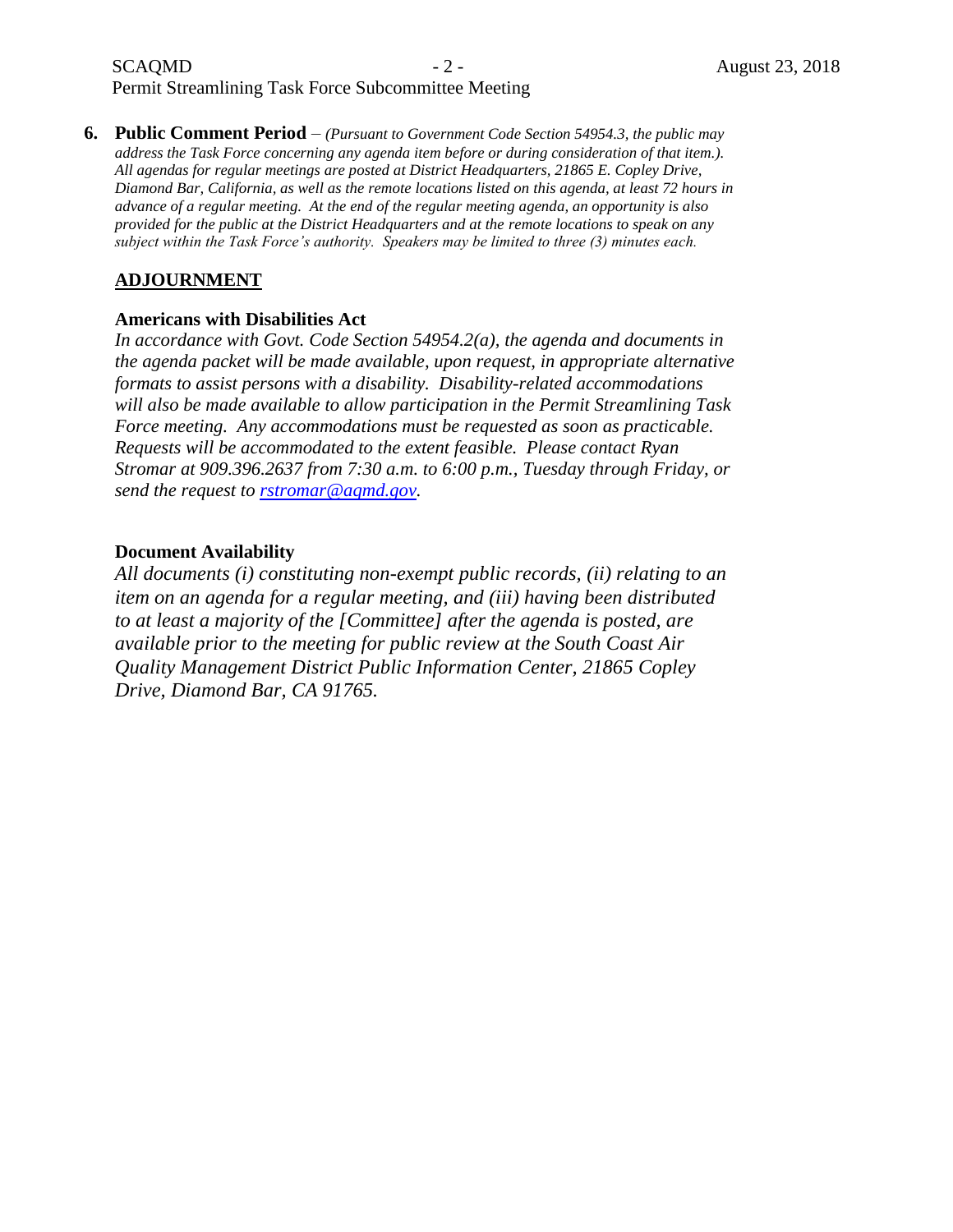**6. Public Comment Period** – *(Pursuant to Government Code Section 54954.3, the public may address the Task Force concerning any agenda item before or during consideration of that item.). All agendas for regular meetings are posted at District Headquarters, 21865 E. Copley Drive, Diamond Bar, California, as well as the remote locations listed on this agenda, at least 72 hours in advance of a regular meeting. At the end of the regular meeting agenda, an opportunity is also provided for the public at the District Headquarters and at the remote locations to speak on any subject within the Task Force's authority. Speakers may be limited to three (3) minutes each.*

## ADJOURNMENT

### Americans with Disabilities Act

*In accordance with Govt. Code Section 54954.2(a), the agenda and documents in the agenda packet will be made available, upon request, in appropriate alternative formats to assist persons with a disability. Disability-related accommodations will also be made available to allow participation in the Permit Streamlining Task Force meeting. Any accommodations must be requested as soon as practicable. Requests will be accommodated to the extent feasible. Please contact Ryan Stromar at 909.396.2637 from 7:30 a.m. to 6:00 p.m., Tuesday through Friday, or send the request to [rstromar@aqmd.gov](mailto:rstromar@aqmd.gov).*

### Document Availability

*All documents (i) constituting non-exempt public records, (ii) relating to an item on an agenda for a regular meeting, and (iii) having been distributed to at least a majority of the [Committee] after the agenda is posted, are available prior to the meeting for public review at the South Coast Air Quality Management District Public Information Center, 21865 Copley Drive, Diamond Bar, CA 91765.*